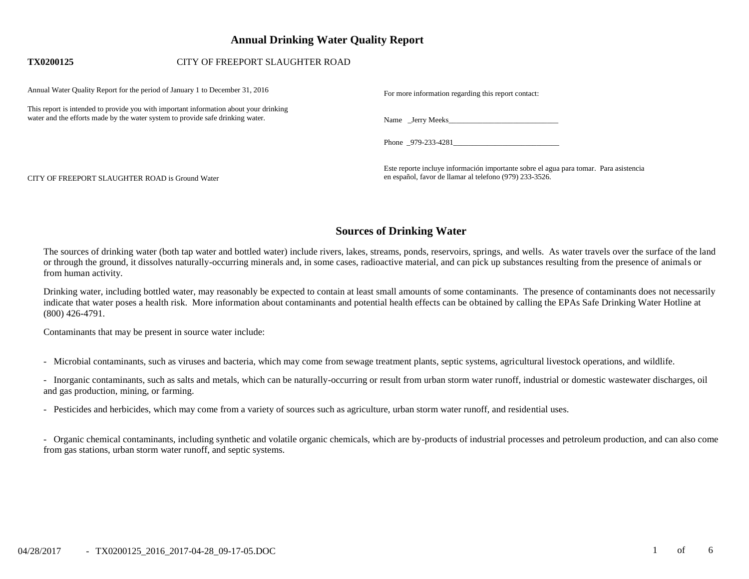# Annual Drinking Water Quality Report

**TX0200125** CITY OF FREEPORT SLAUGHTER ROAD

Annual Water Quality Report for the period of January 1 to December 31, 2016

This report is intended to provide you with important information about your drinking water and the efforts made by the water system to provide safe drinking water.

CITY OF FREEPORT SLAUGHTER ROAD is Ground Water

For more information regarding this report contact:

Name _Jerry Meeks______________________________

Phone _979-233-4281____________________________

Este reporte incluye información importante sobre el agua para tomar. Para asistencia en español, favor de llamar al telefono (979) 233-3526.

## Sources of Drinking Water

The sources of drinking water (both tap water and bottled water) include rivers, lakes, streams, ponds, reservoirs, springs, and wells. As water travels over the surface of the land or through the ground, it dissolves naturally-occurring minerals and, in some cases, radioactive material, and can pick up substances resulting from the presence of animals or from human activity.

Drinking water, including bottled water, may reasonably be expected to contain at least small amounts of some contaminants. The presence of contaminants does not necessarily indicate that water poses a health risk. More information about contaminants and potential health effects can be obtained by calling the EPAs Safe Drinking Water Hotline at (800) 426-4791.

Contaminants that may be present in source water include:

- Microbial contaminants, such as viruses and bacteria, which may come from sewage treatment plants, septic systems, agricultural livestock operations, and wildlife.

- Inorganic contaminants, such as salts and metals, which can be naturally-occurring or result from urban storm water runoff, industrial or domestic wastewater discharges, oil and gas production, mining, or farming.

- Pesticides and herbicides, which may come from a variety of sources such as agriculture, urban storm water runoff, and residential uses.

- Organic chemical contaminants, including synthetic and volatile organic chemicals, which are by-products of industrial processes and petroleum production, and can also come from gas stations, urban storm water runoff, and septic systems.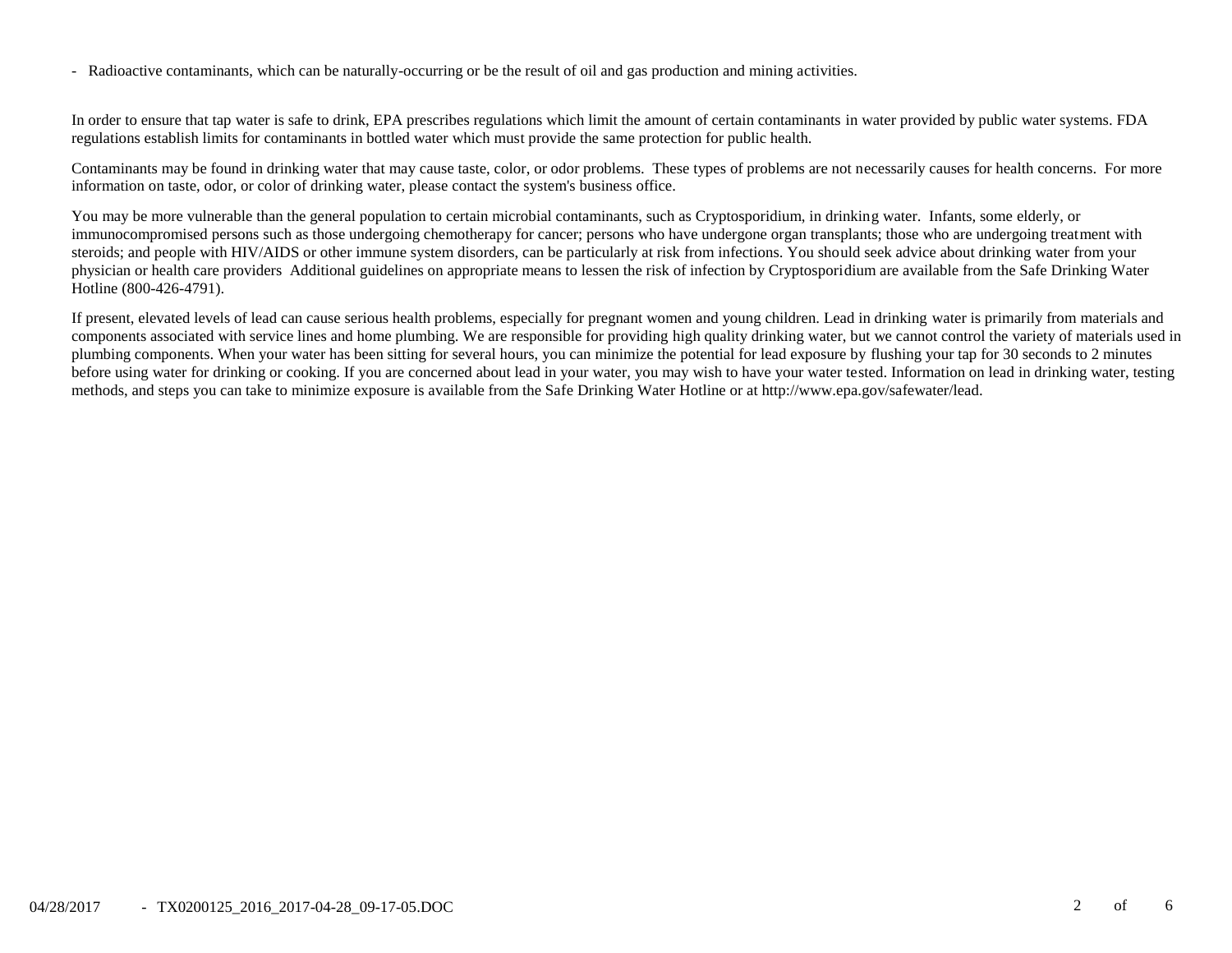- Radioactive contaminants, which can be naturally-occurring or be the result of oil and gas production and mining activities.

In order to ensure that tap water is safe to drink, EPA prescribes regulations which limit the amount of certain contaminants in water provided by public water systems. FDA regulations establish limits for contaminants in bottled water which must provide the same protection for public health.

Contaminants may be found in drinking water that may cause taste, color, or odor problems. These types of problems are not necessarily causes for health concerns. For more information on taste, odor, or color of drinking water, please contact the system's business office.

You may be more vulnerable than the general population to certain microbial contaminants, such as Cryptosporidium, in drinking water. Infants, some elderly, or immunocompromised persons such as those undergoing chemotherapy for cancer; persons who have undergone organ transplants; those who are undergoing treatment with steroids; and people with HIV/AIDS or other immune system disorders, can be particularly at risk from infections. You should seek advice about drinking water from your physician or health care providers Additional guidelines on appropriate means to lessen the risk of infection by Cryptosporidium are available from the Safe Drinking Water Hotline (800-426-4791).

If present, elevated levels of lead can cause serious health problems, especially for pregnant women and young children. Lead in drinking water is primarily from materials and components associated with service lines and home plumbing. We are responsible for providing high quality drinking water, but we cannot control the variety of materials used in plumbing components. When your water has been sitting for several hours, you can minimize the potential for lead exposure by flushing your tap for 30 seconds to 2 minutes before using water for drinking or cooking. If you are concerned about lead in your water, you may wish to have your water tested. Information on lead in drinking water, testing methods, and steps you can take to minimize exposure is available from the Safe Drinking Water Hotline or at http://www.epa.gov/safewater/lead.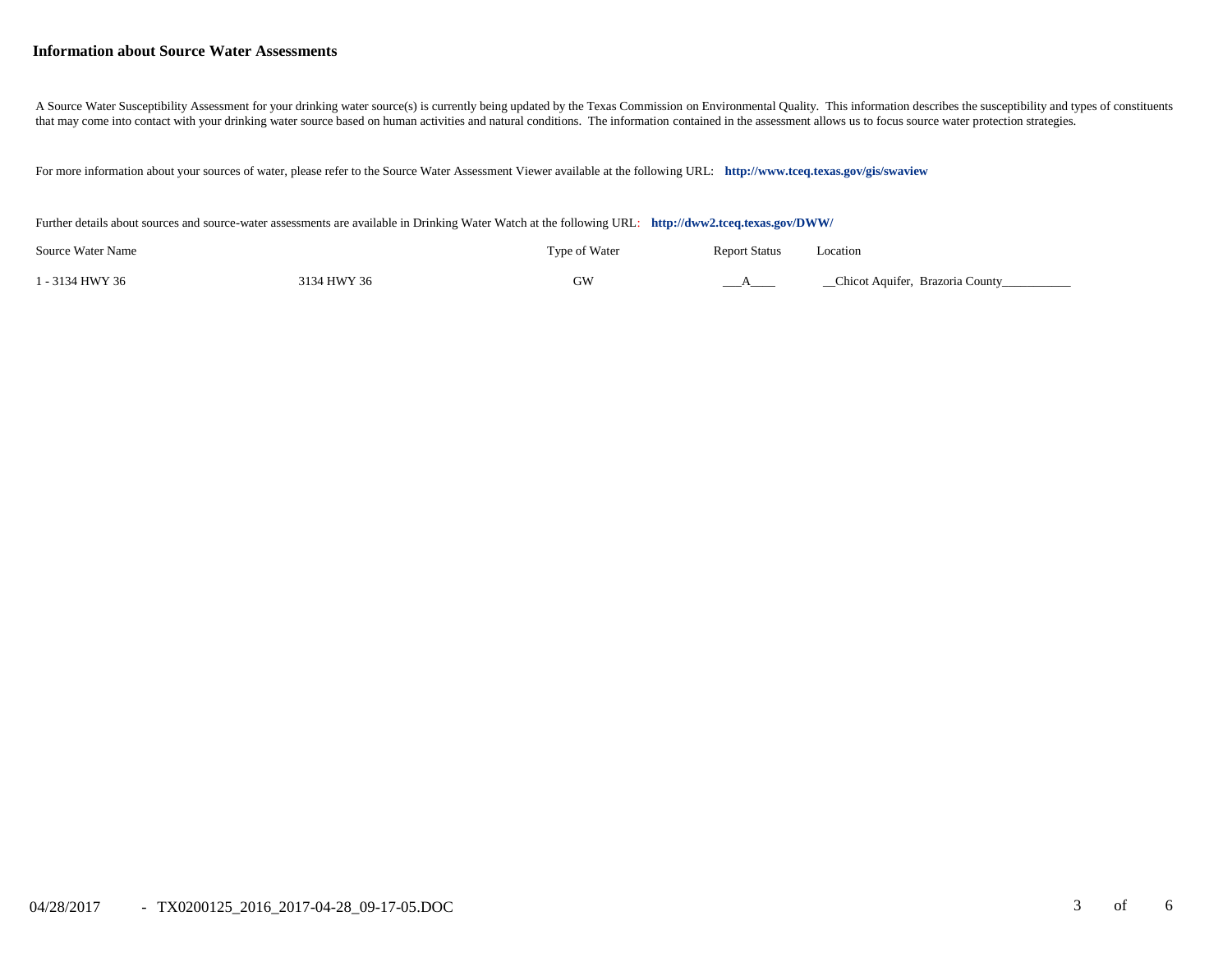## Information about Source Water Assessments

A Source Water Susceptibility Assessment for your drinking water source(s) is currently being updated by the Texas Commission on Environmental Quality. This information describes the susceptibility and types of constituents that may come into contact with your drinking water source based on human activities and natural conditions. The information contained in the assessment allows us to focus source water protection strategies.

For more information about your sources of water, please refer to the Source Water Assessment Viewer available at the following URL: **http://www.tceq.texas.gov/gis/swaview**

Further details about sources and source-water assessments are available in Drinking Water Watch at the following URL: **http://dww2.tceq.texas.gov/DWW/**

| Source Water Name | | Type of Water | Report Status | Location |
|---|---|---|---|---|
| 1 - 3134 HWY 36 | 3134 HWY 36 | GW | ___A____ | __Chicot Aquifer, Brazoria County___________ |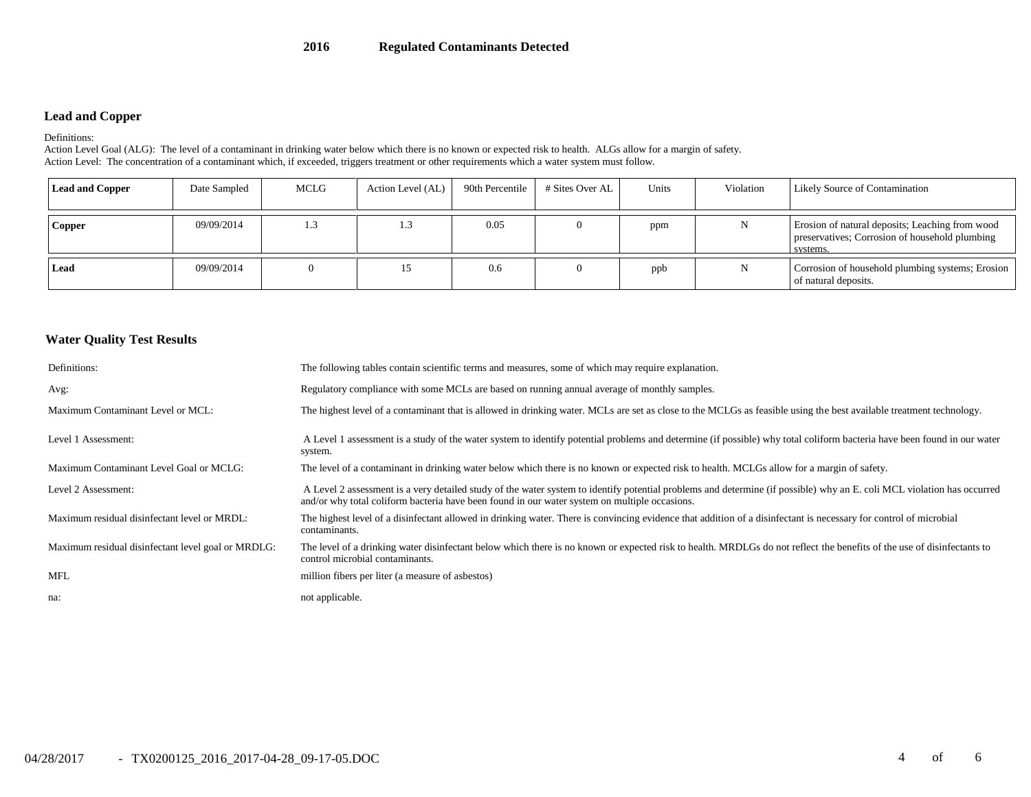# 2016 Regulated Contaminants Detected

## Lead and Copper

Definitions:
Action Level Goal (ALG): The level of a contaminant in drinking water below which there is no known or expected risk to health. ALGs allow for a margin of safety.
Action Level: The concentration of a contaminant which, if exceeded, triggers treatment or other requirements which a water system must follow.

| Lead and Copper | Date Sampled | MCLG | Action Level (AL) | 90th Percentile | # Sites Over AL | Units | Violation | Likely Source of Contamination |
|---|---|---|---|---|---|---|---|---|
| **Copper** | 09/09/2014 | 1.3 | 1.3 | 0.05 | 0 | ppm | N | Erosion of natural deposits; Leaching from wood preservatives; Corrosion of household plumbing systems. |
| **Lead** | 09/09/2014 | 0 | 15 | 0.6 | 0 | ppb | N | Corrosion of household plumbing systems; Erosion of natural deposits. |

## Water Quality Test Results

| | |
|---|---|
| Definitions: | The following tables contain scientific terms and measures, some of which may require explanation. |
| Avg: | Regulatory compliance with some MCLs are based on running annual average of monthly samples. |
| Maximum Contaminant Level or MCL: | The highest level of a contaminant that is allowed in drinking water. MCLs are set as close to the MCLGs as feasible using the best available treatment technology. |
| Level 1 Assessment: | A Level 1 assessment is a study of the water system to identify potential problems and determine (if possible) why total coliform bacteria have been found in our water system. |
| Maximum Contaminant Level Goal or MCLG: | The level of a contaminant in drinking water below which there is no known or expected risk to health. MCLGs allow for a margin of safety. |
| Level 2 Assessment: | A Level 2 assessment is a very detailed study of the water system to identify potential problems and determine (if possible) why an E. coli MCL violation has occurred and/or why total coliform bacteria have been found in our water system on multiple occasions. |
| Maximum residual disinfectant level or MRDL: | The highest level of a disinfectant allowed in drinking water. There is convincing evidence that addition of a disinfectant is necessary for control of microbial contaminants. |
| Maximum residual disinfectant level goal or MRDLG: | The level of a drinking water disinfectant below which there is no known or expected risk to health. MRDLGs do not reflect the benefits of the use of disinfectants to control microbial contaminants. |
| MFL | million fibers per liter (a measure of asbestos) |
| na: | not applicable. |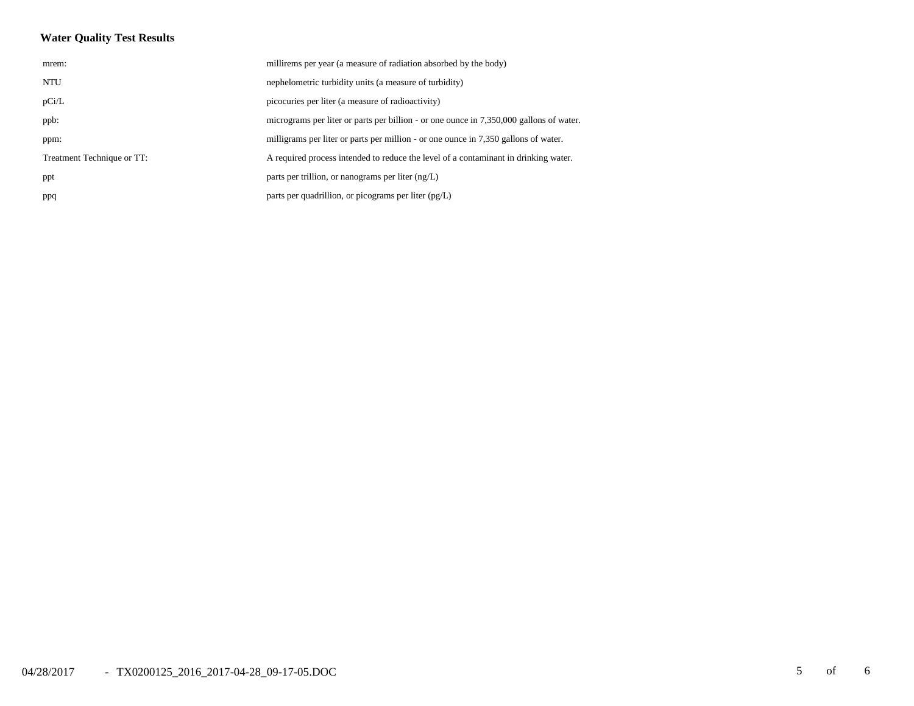### Water Quality Test Results

| | |
|---|---|
| mrem: | millirems per year (a measure of radiation absorbed by the body) |
| NTU | nephelometric turbidity units (a measure of turbidity) |
| pCi/L | picocuries per liter (a measure of radioactivity) |
| ppb: | micrograms per liter or parts per billion - or one ounce in 7,350,000 gallons of water. |
| ppm: | milligrams per liter or parts per million - or one ounce in 7,350 gallons of water. |
| Treatment Technique or TT: | A required process intended to reduce the level of a contaminant in drinking water. |
| ppt | parts per trillion, or nanograms per liter (ng/L) |
| ppq | parts per quadrillion, or picograms per liter (pg/L) |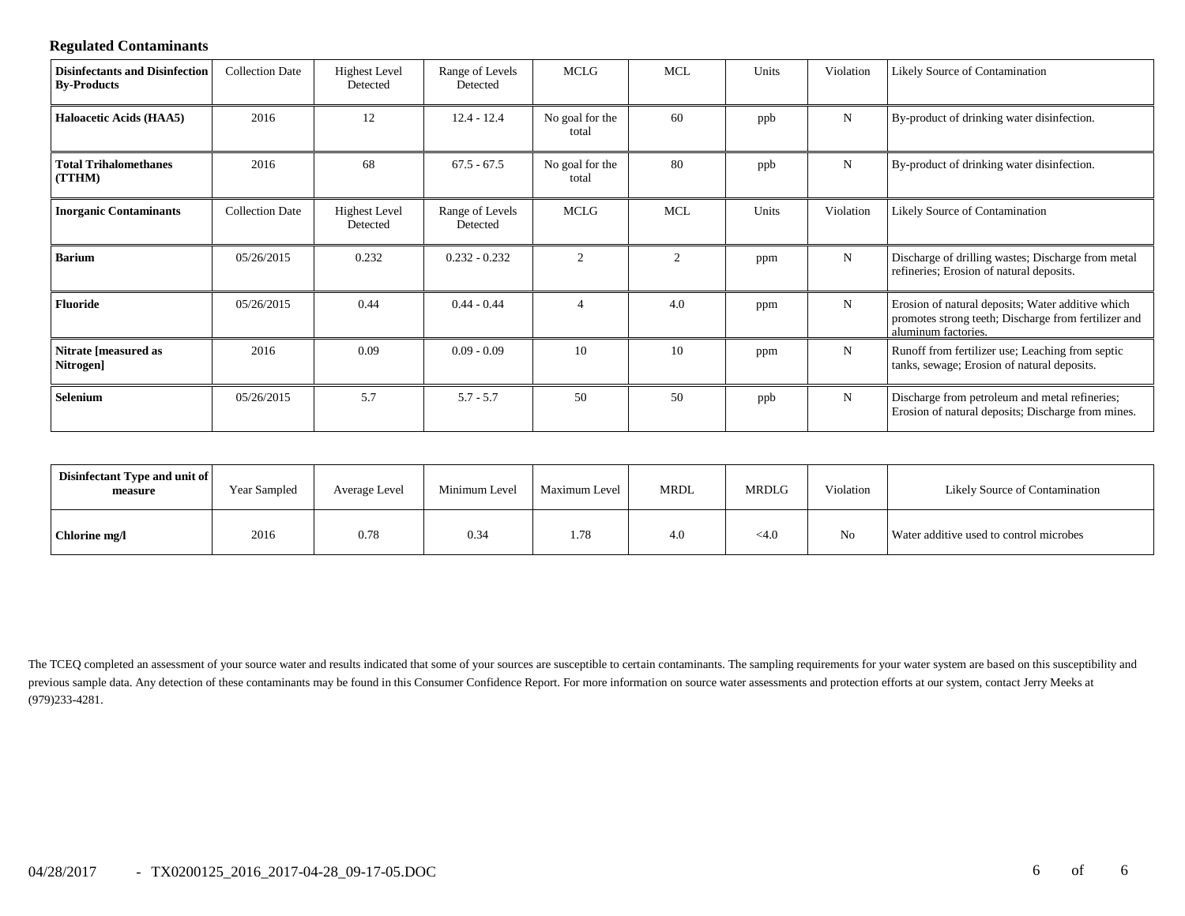### Regulated Contaminants

| Disinfectants and Disinfection By-Products | Collection Date | Highest Level Detected | Range of Levels Detected | MCLG | MCL | Units | Violation | Likely Source of Contamination |
|---|---|---|---|---|---|---|---|---|
| **Haloacetic Acids (HAA5)** | 2016 | 12 | 12.4 - 12.4 | No goal for the total | 60 | ppb | N | By-product of drinking water disinfection. |
| **Total Trihalomethanes (TTHM)** | 2016 | 68 | 67.5 - 67.5 | No goal for the total | 80 | ppb | N | By-product of drinking water disinfection. |
| **Inorganic Contaminants** | Collection Date | Highest Level Detected | Range of Levels Detected | MCLG | MCL | Units | Violation | Likely Source of Contamination |
| **Barium** | 05/26/2015 | 0.232 | 0.232 - 0.232 | 2 | 2 | ppm | N | Discharge of drilling wastes; Discharge from metal refineries; Erosion of natural deposits. |
| **Fluoride** | 05/26/2015 | 0.44 | 0.44 - 0.44 | 4 | 4.0 | ppm | N | Erosion of natural deposits; Water additive which promotes strong teeth; Discharge from fertilizer and aluminum factories. |
| **Nitrate [measured as Nitrogen]** | 2016 | 0.09 | 0.09 - 0.09 | 10 | 10 | ppm | N | Runoff from fertilizer use; Leaching from septic tanks, sewage; Erosion of natural deposits. |
| **Selenium** | 05/26/2015 | 5.7 | 5.7 - 5.7 | 50 | 50 | ppb | N | Discharge from petroleum and metal refineries; Erosion of natural deposits; Discharge from mines. |

| Disinfectant Type and unit of measure | Year Sampled | Average Level | Minimum Level | Maximum Level | MRDL | MRDLG | Violation | Likely Source of Contamination |
|---|---|---|---|---|---|---|---|---|
| **Chlorine mg/l** | 2016 | 0.78 | 0.34 | 1.78 | 4.0 | <4.0 | No | Water additive used to control microbes |

The TCEQ completed an assessment of your source water and results indicated that some of your sources are susceptible to certain contaminants. The sampling requirements for your water system are based on this susceptibility and previous sample data. Any detection of these contaminants may be found in this Consumer Confidence Report. For more information on source water assessments and protection efforts at our system, contact Jerry Meeks at (979)233-4281.